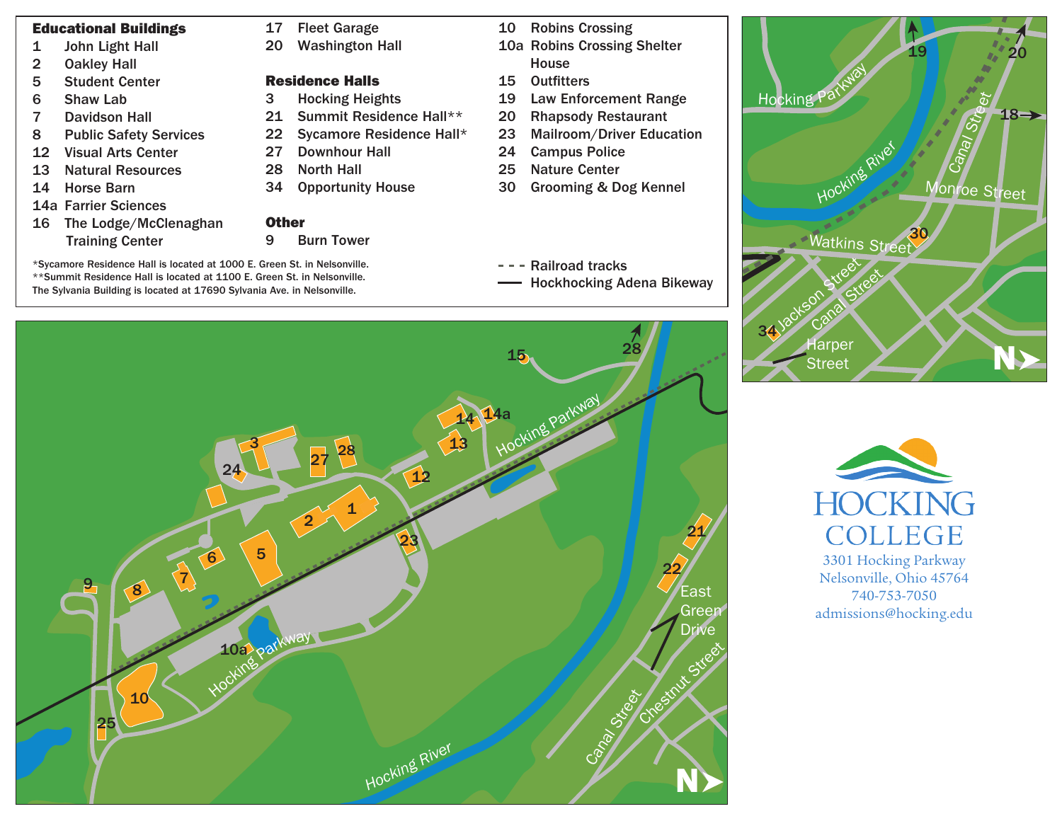**Educational Buildings**

1 John Light Hall
2 Oakley Hall
5 Student Center
6 Shaw Lab
7 Davidson Hall
8 Public Safety Services
12 Visual Arts Center
13 Natural Resources
14 Horse Barn
14a Farrier Sciences
16 The Lodge/McClenaghan Training Center
17 Fleet Garage
20 Washington Hall

**Residence Halls**

3 Hocking Heights
21 Summit Residence Hall**
22 Sycamore Residence Hall*
27 Downhour Hall
28 North Hall
34 Opportunity House

**Other**

9 Burn Tower
10 Robins Crossing
10a Robins Crossing Shelter House
15 Outfitters
19 Law Enforcement Range
20 Rhapsody Restaurant
23 Mailroom/Driver Education
24 Campus Police
25 Nature Center
30 Grooming & Dog Kennel

*Sycamore Residence Hall is located at 1000 E. Green St. in Nelsonville.
**Summit Residence Hall is located at 1100 E. Green St. in Nelsonville.
The Sylvania Building is located at 17690 Sylvania Ave. in Nelsonville.

- - - Railroad tracks
—— Hockhocking Adena Bikeway

HOCKING COLLEGE
3301 Hocking Parkway
Nelsonville, Ohio 45764
740-753-7050
admissions@hocking.edu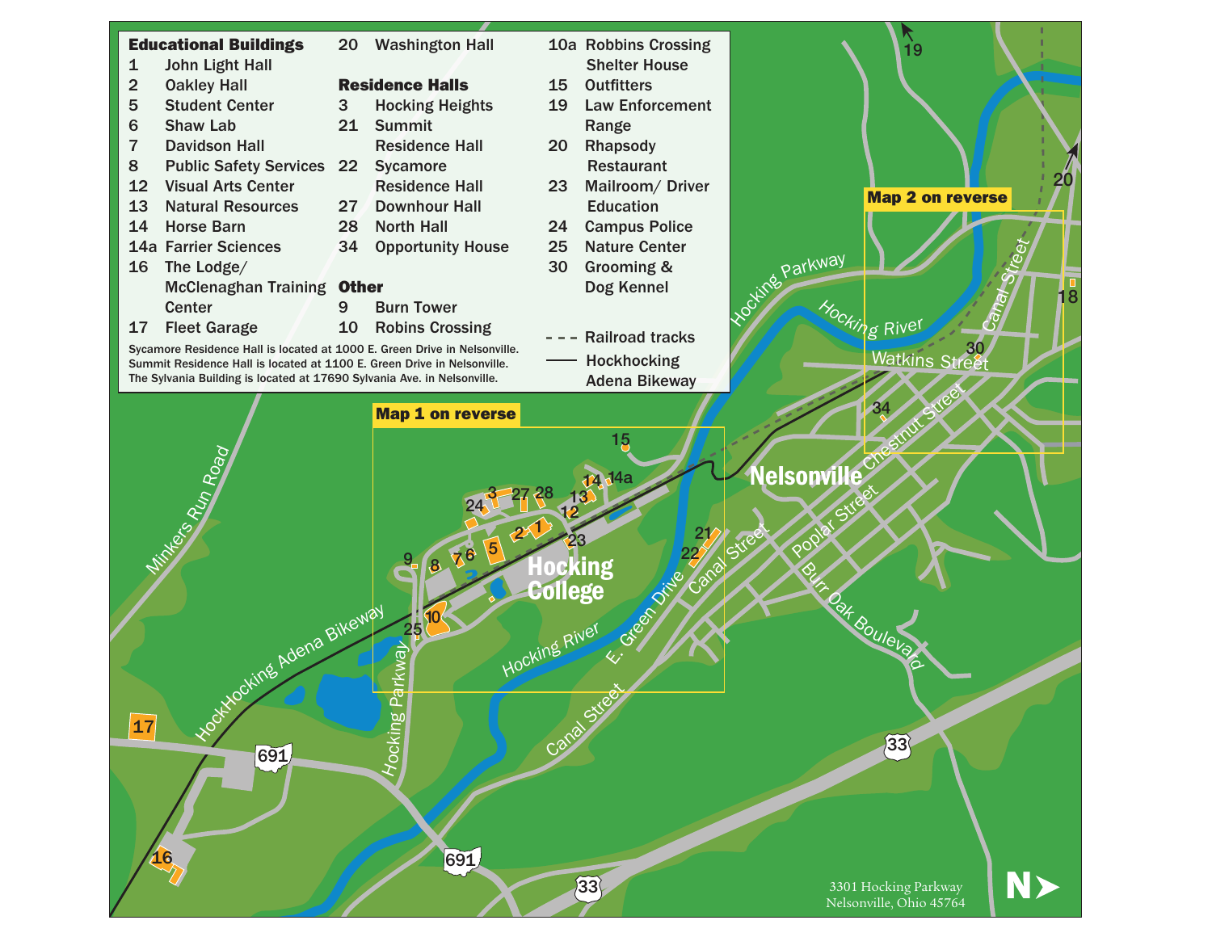## Educational Buildings

- 1 John Light Hall
- 2 Oakley Hall
- 5 Student Center
- 6 Shaw Lab
- 7 Davidson Hall
- 8 Public Safety Services
- 12 Visual Arts Center
- 13 Natural Resources
- 14 Horse Barn
- 14a Farrier Sciences
- 16 The Lodge/ McClenaghan Training Center
- 17 Fleet Garage
- 20 Washington Hall

## Residence Halls

- 3 Hocking Heights
- 21 Summit Residence Hall
- 22 Sycamore Residence Hall
- 27 Downhour Hall
- 28 North Hall
- 34 Opportunity House

## Other

- 9 Burn Tower
- 10 Robins Crossing
- 10a Robbins Crossing Shelter House
- 15 Outfitters
- 19 Law Enforcement Range
- 20 Rhapsody Restaurant
- 23 Mailroom/ Driver Education
- 24 Campus Police
- 25 Nature Center
- 30 Grooming & Dog Kennel

Sycamore Residence Hall is located at 1000 E. Green Drive in Nelsonville.
Summit Residence Hall is located at 1100 E. Green Drive in Nelsonville.
The Sylvania Building is located at 17690 Sylvania Ave. in Nelsonville.

- - - Railroad tracks
— Hockhocking Adena Bikeway

Map 1 on reverse

Map 2 on reverse

Hocking College

Nelsonville

Minkers Run Road
HockHocking Adena Bikeway
Hocking Parkway
Hocking River
E. Green Drive
Canal Street
Watkins Street
Chestnut Street
Poplar Street
Burr Oak Boulevard
691
33
18
19
20

3301 Hocking Parkway
Nelsonville, Ohio 45764

N